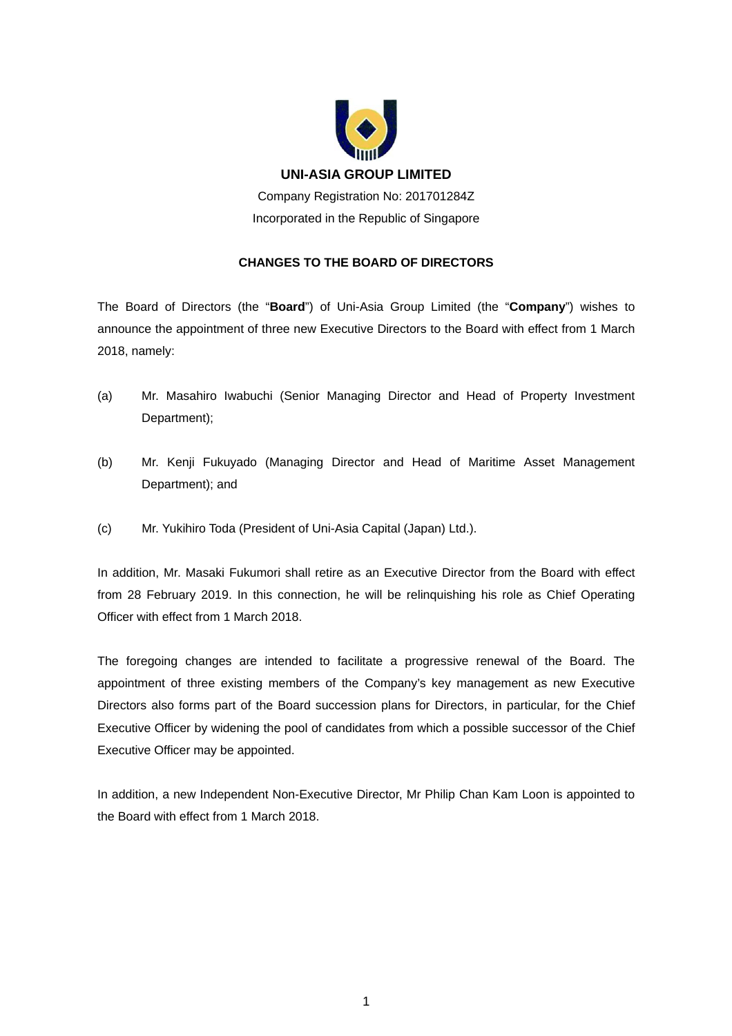**UNI-ASIA GROUP LIMITED**

Company Registration No: 201701284Z

Incorporated in the Republic of Singapore

**CHANGES TO THE BOARD OF DIRECTORS**

The Board of Directors (the "**Board**") of Uni-Asia Group Limited (the "**Company**") wishes to announce the appointment of three new Executive Directors to the Board with effect from 1 March 2018, namely:

(a) Mr. Masahiro Iwabuchi (Senior Managing Director and Head of Property Investment Department);

(b) Mr. Kenji Fukuyado (Managing Director and Head of Maritime Asset Management Department); and

(c) Mr. Yukihiro Toda (President of Uni-Asia Capital (Japan) Ltd.).

In addition, Mr. Masaki Fukumori shall retire as an Executive Director from the Board with effect from 28 February 2019. In this connection, he will be relinquishing his role as Chief Operating Officer with effect from 1 March 2018.

The foregoing changes are intended to facilitate a progressive renewal of the Board. The appointment of three existing members of the Company's key management as new Executive Directors also forms part of the Board succession plans for Directors, in particular, for the Chief Executive Officer by widening the pool of candidates from which a possible successor of the Chief Executive Officer may be appointed.

In addition, a new Independent Non-Executive Director, Mr Philip Chan Kam Loon is appointed to the Board with effect from 1 March 2018.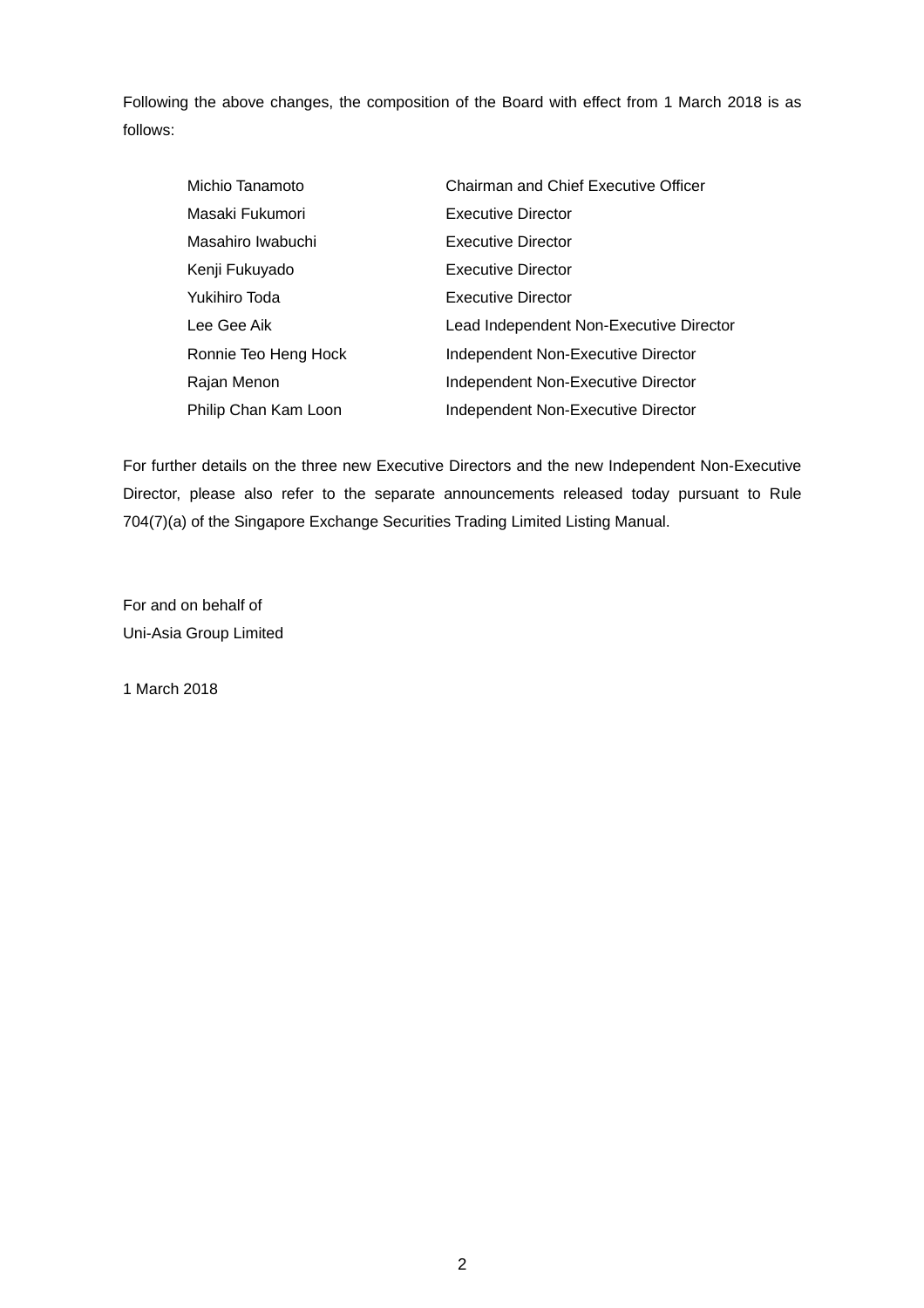Following the above changes, the composition of the Board with effect from 1 March 2018 is as follows:

| | |
|---|---|
| Michio Tanamoto | Chairman and Chief Executive Officer |
| Masaki Fukumori | Executive Director |
| Masahiro Iwabuchi | Executive Director |
| Kenji Fukuyado | Executive Director |
| Yukihiro Toda | Executive Director |
| Lee Gee Aik | Lead Independent Non-Executive Director |
| Ronnie Teo Heng Hock | Independent Non-Executive Director |
| Rajan Menon | Independent Non-Executive Director |
| Philip Chan Kam Loon | Independent Non-Executive Director |

For further details on the three new Executive Directors and the new Independent Non-Executive Director, please also refer to the separate announcements released today pursuant to Rule 704(7)(a) of the Singapore Exchange Securities Trading Limited Listing Manual.

For and on behalf of
Uni-Asia Group Limited

1 March 2018